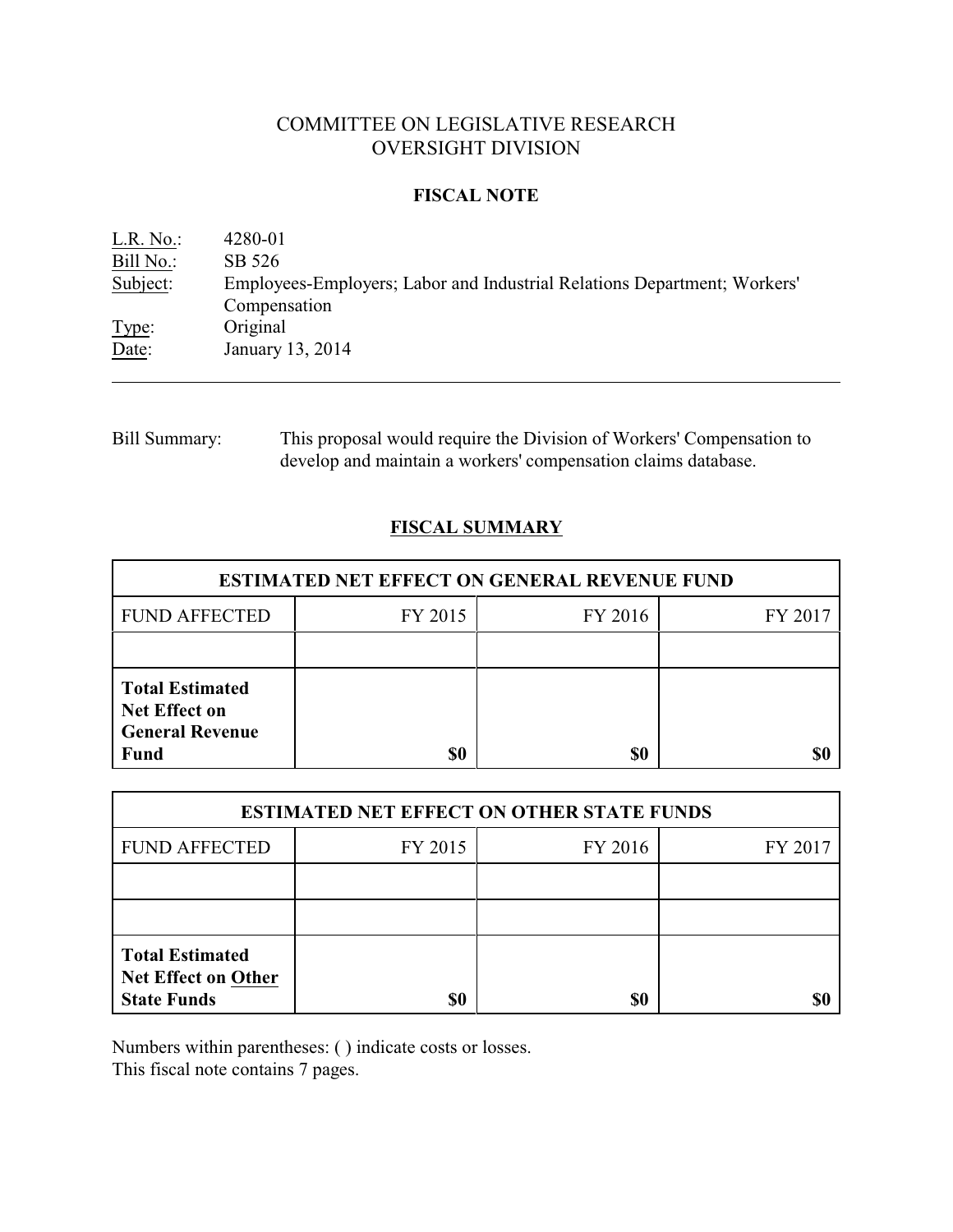# COMMITTEE ON LEGISLATIVE RESEARCH
# OVERSIGHT DIVISION

## FISCAL NOTE

L.R. No.: 4280-01
Bill No.: SB 526
Subject: Employees-Employers; Labor and Industrial Relations Department; Workers' Compensation
Type: Original
Date: January 13, 2014

---

Bill Summary: This proposal would require the Division of Workers' Compensation to develop and maintain a workers' compensation claims database.

## FISCAL SUMMARY

| ESTIMATED NET EFFECT ON GENERAL REVENUE FUND | | | |
|---|---|---|---|
| FUND AFFECTED | FY 2015 | FY 2016 | FY 2017 |
| | | | |
| **Total Estimated Net Effect on General Revenue Fund** | **$0** | **$0** | **$0** |

| ESTIMATED NET EFFECT ON OTHER STATE FUNDS | | | |
|---|---|---|---|
| FUND AFFECTED | FY 2015 | FY 2016 | FY 2017 |
| | | | |
| | | | |
| **Total Estimated Net Effect on Other State Funds** | **$0** | **$0** | **$0** |

Numbers within parentheses: ( ) indicate costs or losses.
This fiscal note contains 7 pages.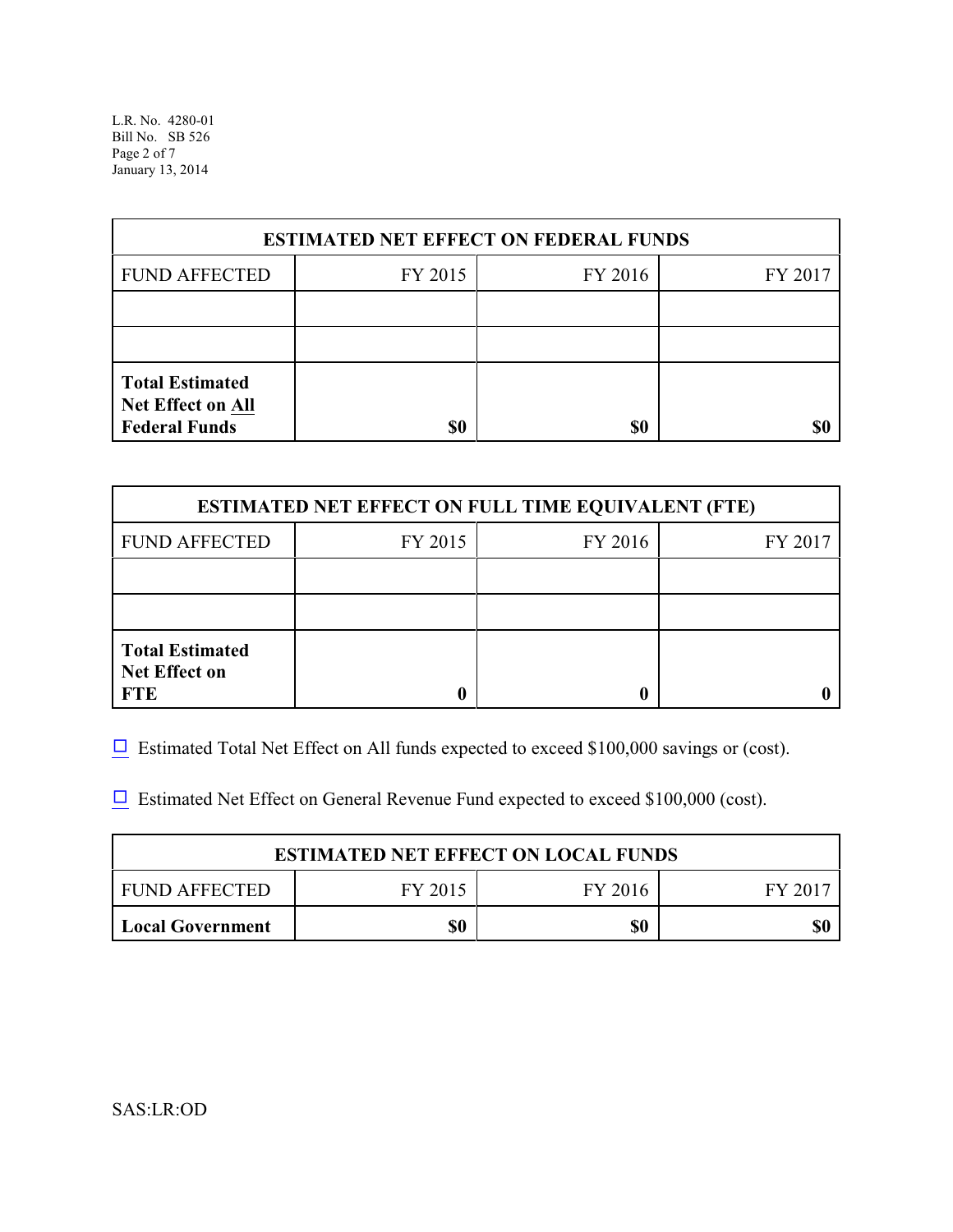| ESTIMATED NET EFFECT ON FEDERAL FUNDS | | | |
|---|---|---|---|
| FUND AFFECTED | FY 2015 | FY 2016 | FY 2017 |
| | | | |
| | | | |
| **Total Estimated Net Effect on All Federal Funds** | **$0** | **$0** | **$0** |

| ESTIMATED NET EFFECT ON FULL TIME EQUIVALENT (FTE) | | | |
|---|---|---|---|
| FUND AFFECTED | FY 2015 | FY 2016 | FY 2017 |
| | | | |
| | | | |
| **Total Estimated Net Effect on FTE** | **0** | **0** | **0** |

☐ Estimated Total Net Effect on All funds expected to exceed $100,000 savings or (cost).

☐ Estimated Net Effect on General Revenue Fund expected to exceed $100,000 (cost).

| ESTIMATED NET EFFECT ON LOCAL FUNDS | | | |
|---|---|---|---|
| FUND AFFECTED | FY 2015 | FY 2016 | FY 2017 |
| **Local Government** | **$0** | **$0** | **$0** |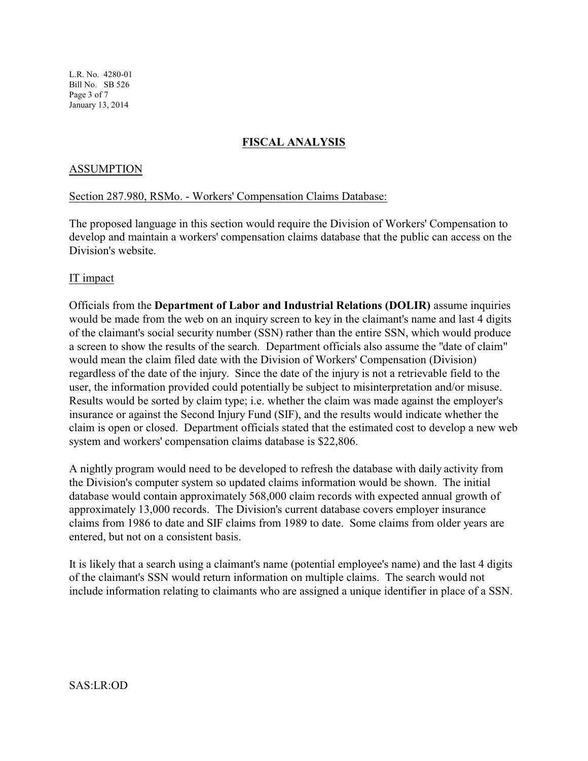## FISCAL ANALYSIS

### ASSUMPTION

Section 287.980, RSMo. - Workers' Compensation Claims Database:

The proposed language in this section would require the Division of Workers' Compensation to develop and maintain a workers' compensation claims database that the public can access on the Division's website.

IT impact

Officials from the **Department of Labor and Industrial Relations (DOLIR)** assume inquiries would be made from the web on an inquiry screen to key in the claimant's name and last 4 digits of the claimant's social security number (SSN) rather than the entire SSN, which would produce a screen to show the results of the search. Department officials also assume the "date of claim" would mean the claim filed date with the Division of Workers' Compensation (Division) regardless of the date of the injury. Since the date of the injury is not a retrievable field to the user, the information provided could potentially be subject to misinterpretation and/or misuse. Results would be sorted by claim type; i.e. whether the claim was made against the employer's insurance or against the Second Injury Fund (SIF), and the results would indicate whether the claim is open or closed. Department officials stated that the estimated cost to develop a new web system and workers' compensation claims database is $22,806.

A nightly program would need to be developed to refresh the database with daily activity from the Division's computer system so updated claims information would be shown. The initial database would contain approximately 568,000 claim records with expected annual growth of approximately 13,000 records. The Division's current database covers employer insurance claims from 1986 to date and SIF claims from 1989 to date. Some claims from older years are entered, but not on a consistent basis.

It is likely that a search using a claimant's name (potential employee's name) and the last 4 digits of the claimant's SSN would return information on multiple claims. The search would not include information relating to claimants who are assigned a unique identifier in place of a SSN.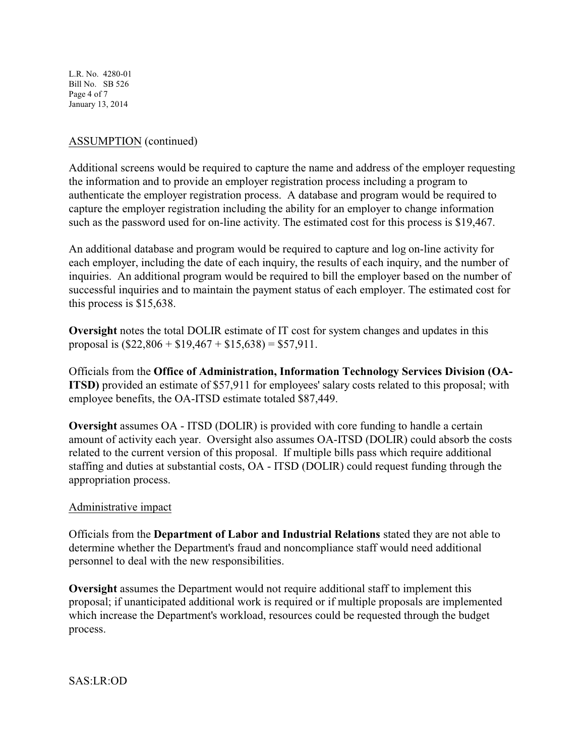ASSUMPTION (continued)

Additional screens would be required to capture the name and address of the employer requesting the information and to provide an employer registration process including a program to authenticate the employer registration process. A database and program would be required to capture the employer registration including the ability for an employer to change information such as the password used for on-line activity. The estimated cost for this process is $19,467.

An additional database and program would be required to capture and log on-line activity for each employer, including the date of each inquiry, the results of each inquiry, and the number of inquiries. An additional program would be required to bill the employer based on the number of successful inquiries and to maintain the payment status of each employer. The estimated cost for this process is $15,638.

**Oversight** notes the total DOLIR estimate of IT cost for system changes and updates in this proposal is ($22,806 + $19,467 + $15,638) = $57,911.

Officials from the **Office of Administration, Information Technology Services Division (OA-ITSD)** provided an estimate of $57,911 for employees' salary costs related to this proposal; with employee benefits, the OA-ITSD estimate totaled $87,449.

**Oversight** assumes OA - ITSD (DOLIR) is provided with core funding to handle a certain amount of activity each year. Oversight also assumes OA-ITSD (DOLIR) could absorb the costs related to the current version of this proposal. If multiple bills pass which require additional staffing and duties at substantial costs, OA - ITSD (DOLIR) could request funding through the appropriation process.

Administrative impact

Officials from the **Department of Labor and Industrial Relations** stated they are not able to determine whether the Department's fraud and noncompliance staff would need additional personnel to deal with the new responsibilities.

**Oversight** assumes the Department would not require additional staff to implement this proposal; if unanticipated additional work is required or if multiple proposals are implemented which increase the Department's workload, resources could be requested through the budget process.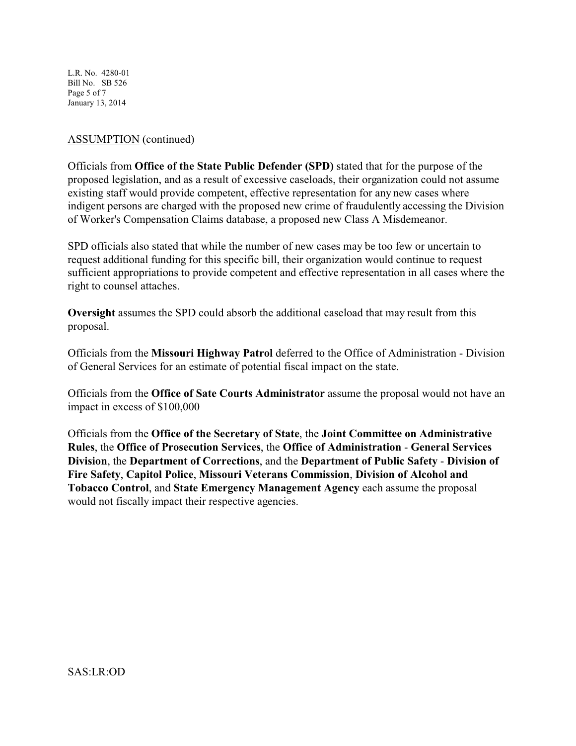ASSUMPTION (continued)

Officials from **Office of the State Public Defender (SPD)** stated that for the purpose of the proposed legislation, and as a result of excessive caseloads, their organization could not assume existing staff would provide competent, effective representation for any new cases where indigent persons are charged with the proposed new crime of fraudulently accessing the Division of Worker's Compensation Claims database, a proposed new Class A Misdemeanor.

SPD officials also stated that while the number of new cases may be too few or uncertain to request additional funding for this specific bill, their organization would continue to request sufficient appropriations to provide competent and effective representation in all cases where the right to counsel attaches.

**Oversight** assumes the SPD could absorb the additional caseload that may result from this proposal.

Officials from the **Missouri Highway Patrol** deferred to the Office of Administration - Division of General Services for an estimate of potential fiscal impact on the state.

Officials from the **Office of Sate Courts Administrator** assume the proposal would not have an impact in excess of $100,000

Officials from the **Office of the Secretary of State**, the **Joint Committee on Administrative Rules**, the **Office of Prosecution Services**, the **Office of Administration** - **General Services Division**, the **Department of Corrections**, and the **Department of Public Safety** - **Division of Fire Safety**, **Capitol Police**, **Missouri Veterans Commission**, **Division of Alcohol and Tobacco Control**, and **State Emergency Management Agency** each assume the proposal would not fiscally impact their respective agencies.

SAS:LR:OD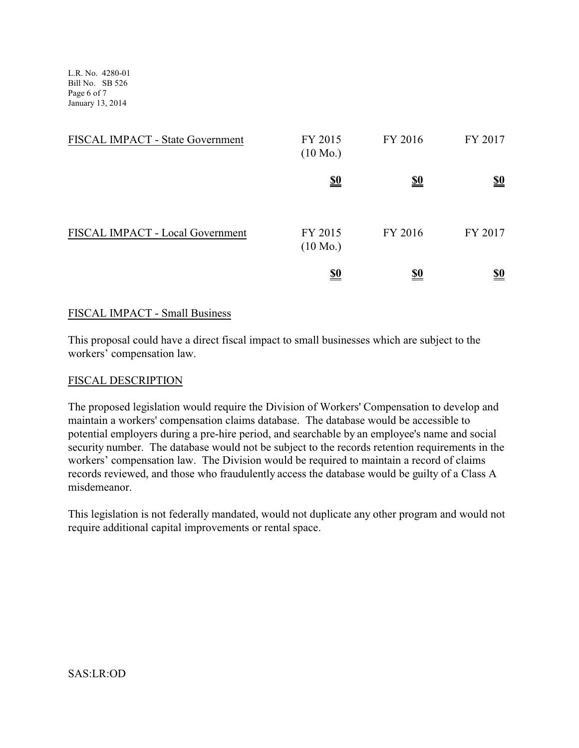| FISCAL IMPACT - State Government | FY 2015 (10 Mo.) | FY 2016 | FY 2017 |
|---|---|---|---|
| | **$0** | **$0** | **$0** |

| FISCAL IMPACT - Local Government | FY 2015 (10 Mo.) | FY 2016 | FY 2017 |
|---|---|---|---|
| | **$0** | **$0** | **$0** |

## FISCAL IMPACT - Small Business

This proposal could have a direct fiscal impact to small businesses which are subject to the workers' compensation law.

## FISCAL DESCRIPTION

The proposed legislation would require the Division of Workers' Compensation to develop and maintain a workers' compensation claims database. The database would be accessible to potential employers during a pre-hire period, and searchable by an employee's name and social security number. The database would not be subject to the records retention requirements in the workers' compensation law. The Division would be required to maintain a record of claims records reviewed, and those who fraudulently access the database would be guilty of a Class A misdemeanor.

This legislation is not federally mandated, would not duplicate any other program and would not require additional capital improvements or rental space.

SAS:LR:OD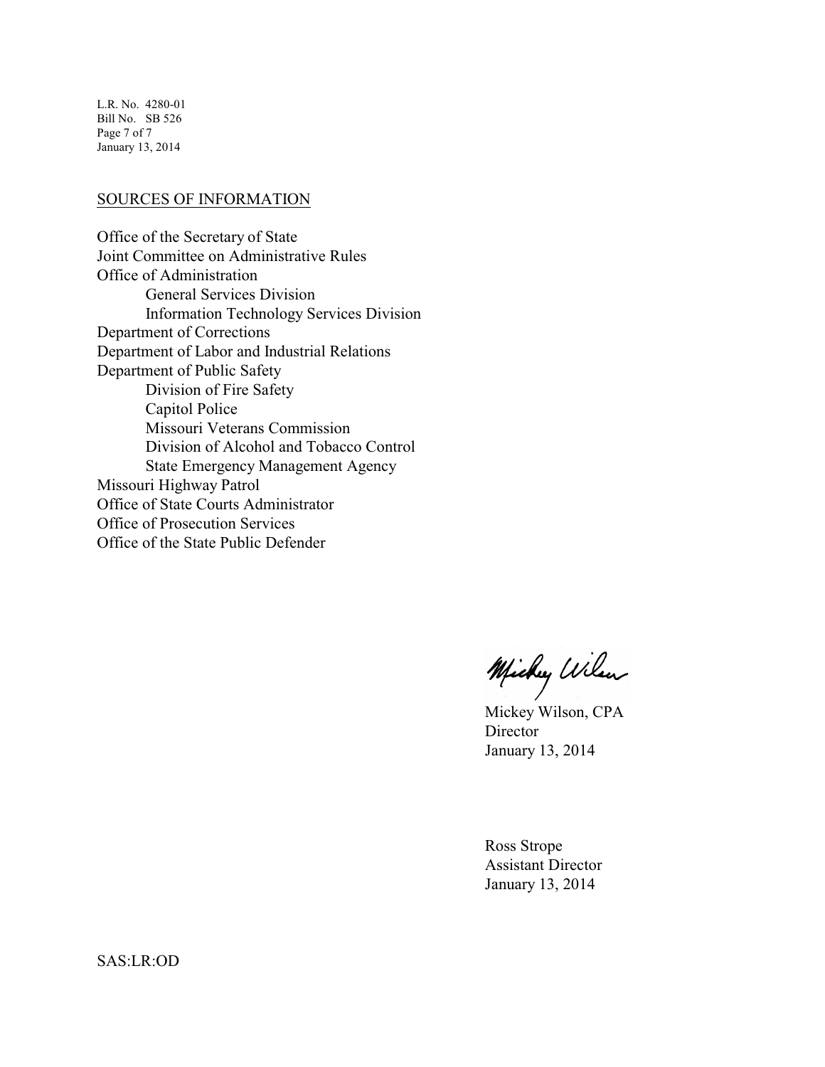## SOURCES OF INFORMATION

Office of the Secretary of State
Joint Committee on Administrative Rules
Office of Administration
- General Services Division
- Information Technology Services Division

Department of Corrections
Department of Labor and Industrial Relations
Department of Public Safety
- Division of Fire Safety
- Capitol Police
- Missouri Veterans Commission
- Division of Alcohol and Tobacco Control
- State Emergency Management Agency

Missouri Highway Patrol
Office of State Courts Administrator
Office of Prosecution Services
Office of the State Public Defender

Mickey Wilson, CPA
Director
January 13, 2014

Ross Strope
Assistant Director
January 13, 2014

SAS:LR:OD